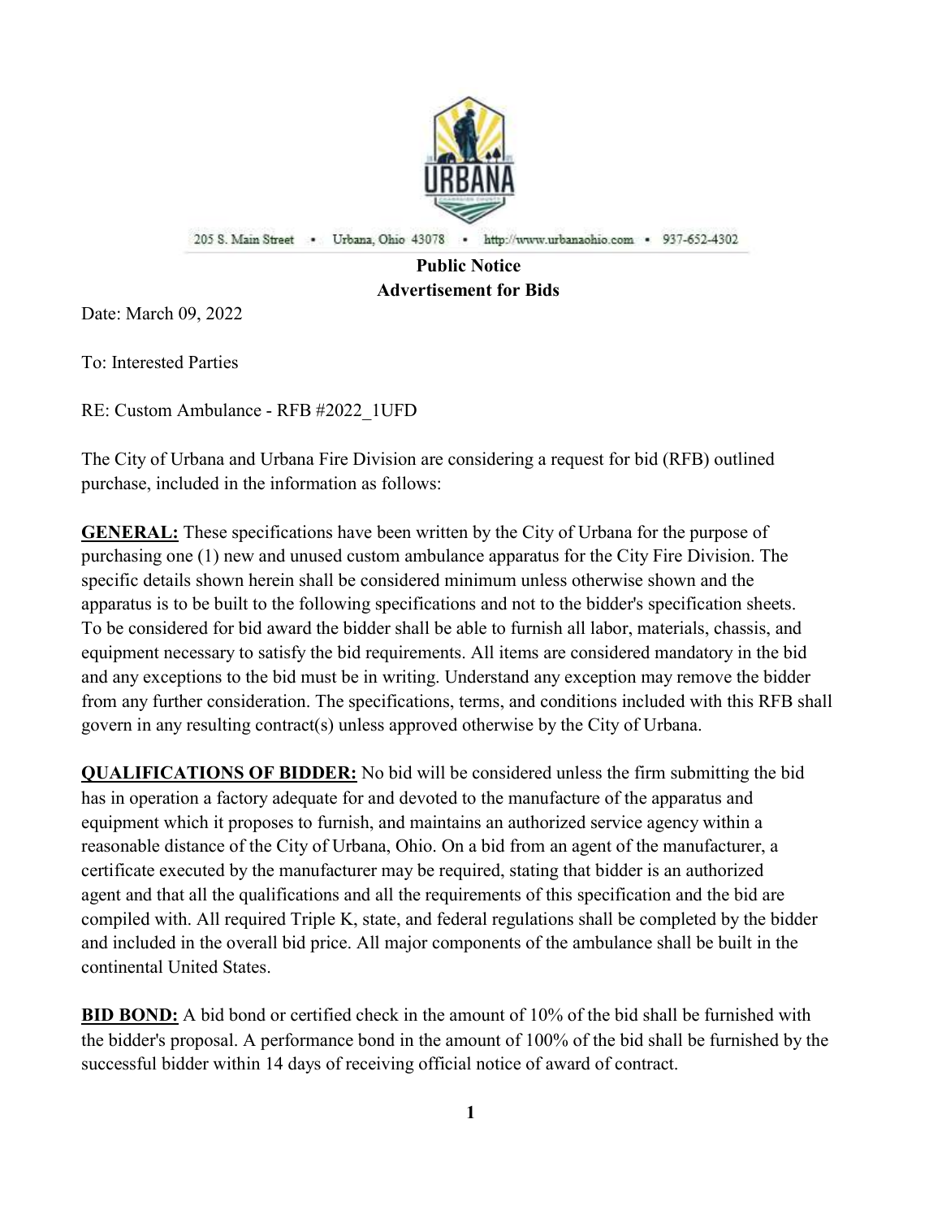205 S. Main Street • Urbana, Ohio 43078 • http://www.urbanaohio.com • 937-652-4302

**Public Notice**

**Advertisement for Bids**

Date: March 09, 2022

To: Interested Parties

RE: Custom Ambulance - RFB #2022_1UFD

The City of Urbana and Urbana Fire Division are considering a request for bid (RFB) outlined purchase, included in the information as follows:

**GENERAL:** These specifications have been written by the City of Urbana for the purpose of purchasing one (1) new and unused custom ambulance apparatus for the City Fire Division. The specific details shown herein shall be considered minimum unless otherwise shown and the apparatus is to be built to the following specifications and not to the bidder's specification sheets. To be considered for bid award the bidder shall be able to furnish all labor, materials, chassis, and equipment necessary to satisfy the bid requirements. All items are considered mandatory in the bid and any exceptions to the bid must be in writing. Understand any exception may remove the bidder from any further consideration. The specifications, terms, and conditions included with this RFB shall govern in any resulting contract(s) unless approved otherwise by the City of Urbana.

**QUALIFICATIONS OF BIDDER:** No bid will be considered unless the firm submitting the bid has in operation a factory adequate for and devoted to the manufacture of the apparatus and equipment which it proposes to furnish, and maintains an authorized service agency within a reasonable distance of the City of Urbana, Ohio. On a bid from an agent of the manufacturer, a certificate executed by the manufacturer may be required, stating that bidder is an authorized agent and that all the qualifications and all the requirements of this specification and the bid are compiled with. All required Triple K, state, and federal regulations shall be completed by the bidder and included in the overall bid price. All major components of the ambulance shall be built in the continental United States.

**BID BOND:** A bid bond or certified check in the amount of 10% of the bid shall be furnished with the bidder's proposal. A performance bond in the amount of 100% of the bid shall be furnished by the successful bidder within 14 days of receiving official notice of award of contract.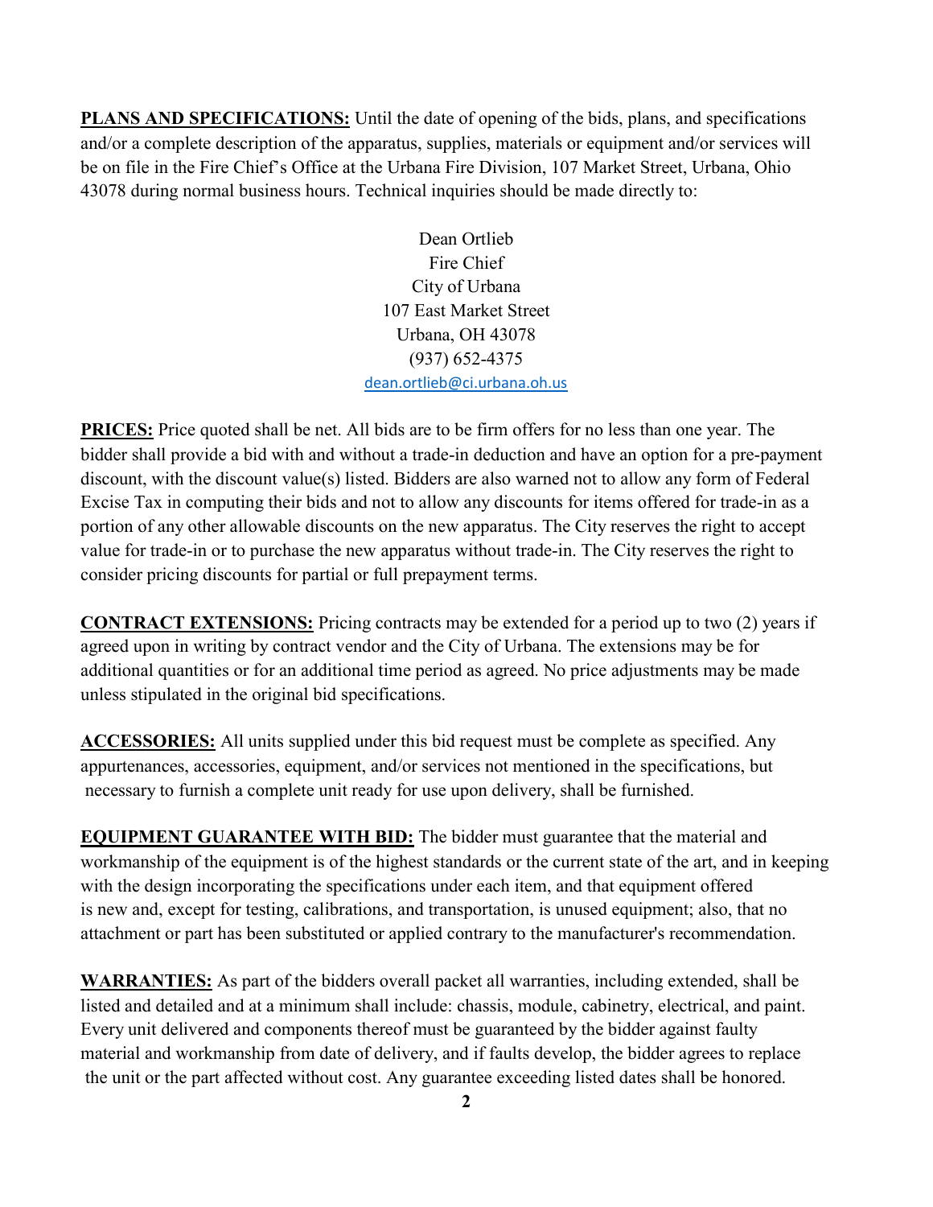**PLANS AND SPECIFICATIONS:** Until the date of opening of the bids, plans, and specifications and/or a complete description of the apparatus, supplies, materials or equipment and/or services will be on file in the Fire Chief's Office at the Urbana Fire Division, 107 Market Street, Urbana, Ohio 43078 during normal business hours. Technical inquiries should be made directly to:

Dean Ortlieb
Fire Chief
City of Urbana
107 East Market Street
Urbana, OH 43078
(937) 652-4375
dean.ortlieb@ci.urbana.oh.us

**PRICES:** Price quoted shall be net. All bids are to be firm offers for no less than one year. The bidder shall provide a bid with and without a trade-in deduction and have an option for a pre-payment discount, with the discount value(s) listed. Bidders are also warned not to allow any form of Federal Excise Tax in computing their bids and not to allow any discounts for items offered for trade-in as a portion of any other allowable discounts on the new apparatus. The City reserves the right to accept value for trade-in or to purchase the new apparatus without trade-in. The City reserves the right to consider pricing discounts for partial or full prepayment terms.

**CONTRACT EXTENSIONS:** Pricing contracts may be extended for a period up to two (2) years if agreed upon in writing by contract vendor and the City of Urbana. The extensions may be for additional quantities or for an additional time period as agreed. No price adjustments may be made unless stipulated in the original bid specifications.

**ACCESSORIES:** All units supplied under this bid request must be complete as specified. Any appurtenances, accessories, equipment, and/or services not mentioned in the specifications, but necessary to furnish a complete unit ready for use upon delivery, shall be furnished.

**EQUIPMENT GUARANTEE WITH BID:** The bidder must guarantee that the material and workmanship of the equipment is of the highest standards or the current state of the art, and in keeping with the design incorporating the specifications under each item, and that equipment offered is new and, except for testing, calibrations, and transportation, is unused equipment; also, that no attachment or part has been substituted or applied contrary to the manufacturer's recommendation.

**WARRANTIES:** As part of the bidders overall packet all warranties, including extended, shall be listed and detailed and at a minimum shall include: chassis, module, cabinetry, electrical, and paint. Every unit delivered and components thereof must be guaranteed by the bidder against faulty material and workmanship from date of delivery, and if faults develop, the bidder agrees to replace the unit or the part affected without cost. Any guarantee exceeding listed dates shall be honored.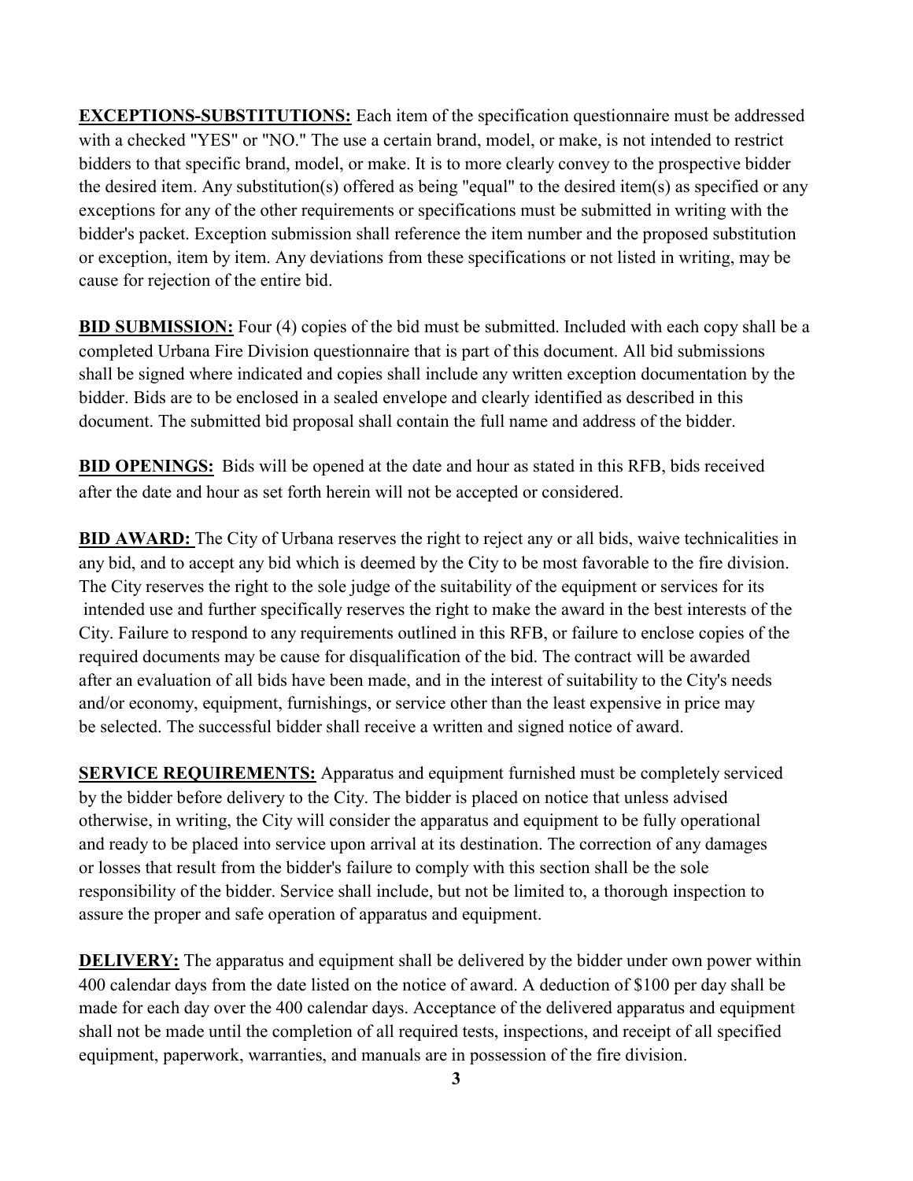**EXCEPTIONS-SUBSTITUTIONS:** Each item of the specification questionnaire must be addressed with a checked "YES" or "NO." The use a certain brand, model, or make, is not intended to restrict bidders to that specific brand, model, or make. It is to more clearly convey to the prospective bidder the desired item. Any substitution(s) offered as being "equal" to the desired item(s) as specified or any exceptions for any of the other requirements or specifications must be submitted in writing with the bidder's packet. Exception submission shall reference the item number and the proposed substitution or exception, item by item. Any deviations from these specifications or not listed in writing, may be cause for rejection of the entire bid.

**BID SUBMISSION:** Four (4) copies of the bid must be submitted. Included with each copy shall be a completed Urbana Fire Division questionnaire that is part of this document. All bid submissions shall be signed where indicated and copies shall include any written exception documentation by the bidder. Bids are to be enclosed in a sealed envelope and clearly identified as described in this document. The submitted bid proposal shall contain the full name and address of the bidder.

**BID OPENINGS:** Bids will be opened at the date and hour as stated in this RFB, bids received after the date and hour as set forth herein will not be accepted or considered.

**BID AWARD:** The City of Urbana reserves the right to reject any or all bids, waive technicalities in any bid, and to accept any bid which is deemed by the City to be most favorable to the fire division. The City reserves the right to the sole judge of the suitability of the equipment or services for its intended use and further specifically reserves the right to make the award in the best interests of the City. Failure to respond to any requirements outlined in this RFB, or failure to enclose copies of the required documents may be cause for disqualification of the bid. The contract will be awarded after an evaluation of all bids have been made, and in the interest of suitability to the City's needs and/or economy, equipment, furnishings, or service other than the least expensive in price may be selected. The successful bidder shall receive a written and signed notice of award.

**SERVICE REQUIREMENTS:** Apparatus and equipment furnished must be completely serviced by the bidder before delivery to the City. The bidder is placed on notice that unless advised otherwise, in writing, the City will consider the apparatus and equipment to be fully operational and ready to be placed into service upon arrival at its destination. The correction of any damages or losses that result from the bidder's failure to comply with this section shall be the sole responsibility of the bidder. Service shall include, but not be limited to, a thorough inspection to assure the proper and safe operation of apparatus and equipment.

**DELIVERY:** The apparatus and equipment shall be delivered by the bidder under own power within 400 calendar days from the date listed on the notice of award. A deduction of $100 per day shall be made for each day over the 400 calendar days. Acceptance of the delivered apparatus and equipment shall not be made until the completion of all required tests, inspections, and receipt of all specified equipment, paperwork, warranties, and manuals are in possession of the fire division.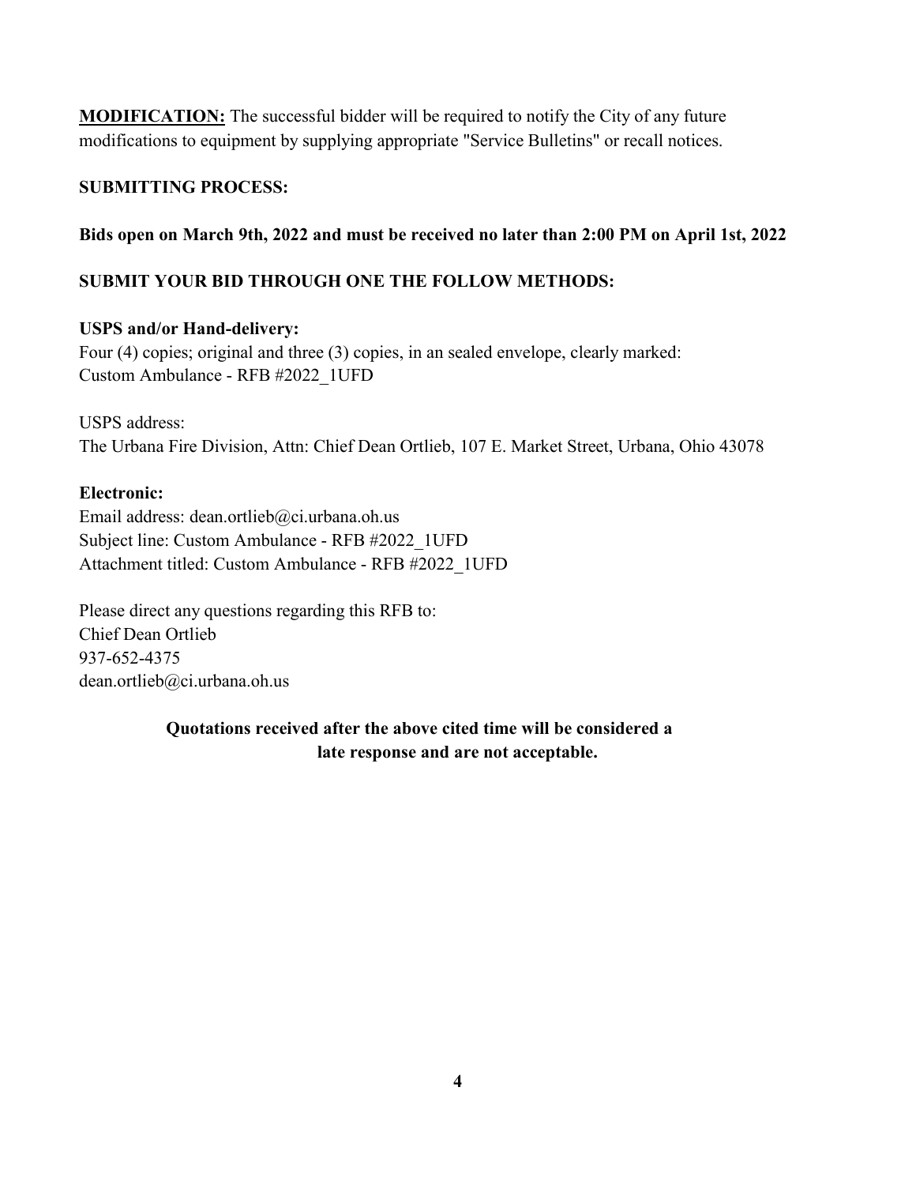**MODIFICATION:** The successful bidder will be required to notify the City of any future modifications to equipment by supplying appropriate "Service Bulletins" or recall notices.

**SUBMITTING PROCESS:**

**Bids open on March 9th, 2022 and must be received no later than 2:00 PM on April 1st, 2022**

**SUBMIT YOUR BID THROUGH ONE THE FOLLOW METHODS:**

**USPS and/or Hand-delivery:**
Four (4) copies; original and three (3) copies, in an sealed envelope, clearly marked:
Custom Ambulance - RFB #2022_1UFD

USPS address:
The Urbana Fire Division, Attn: Chief Dean Ortlieb, 107 E. Market Street, Urbana, Ohio 43078

**Electronic:**
Email address: dean.ortlieb@ci.urbana.oh.us
Subject line: Custom Ambulance - RFB #2022_1UFD
Attachment titled: Custom Ambulance - RFB #2022_1UFD

Please direct any questions regarding this RFB to:
Chief Dean Ortlieb
937-652-4375
dean.ortlieb@ci.urbana.oh.us

**Quotations received after the above cited time will be considered a late response and are not acceptable.**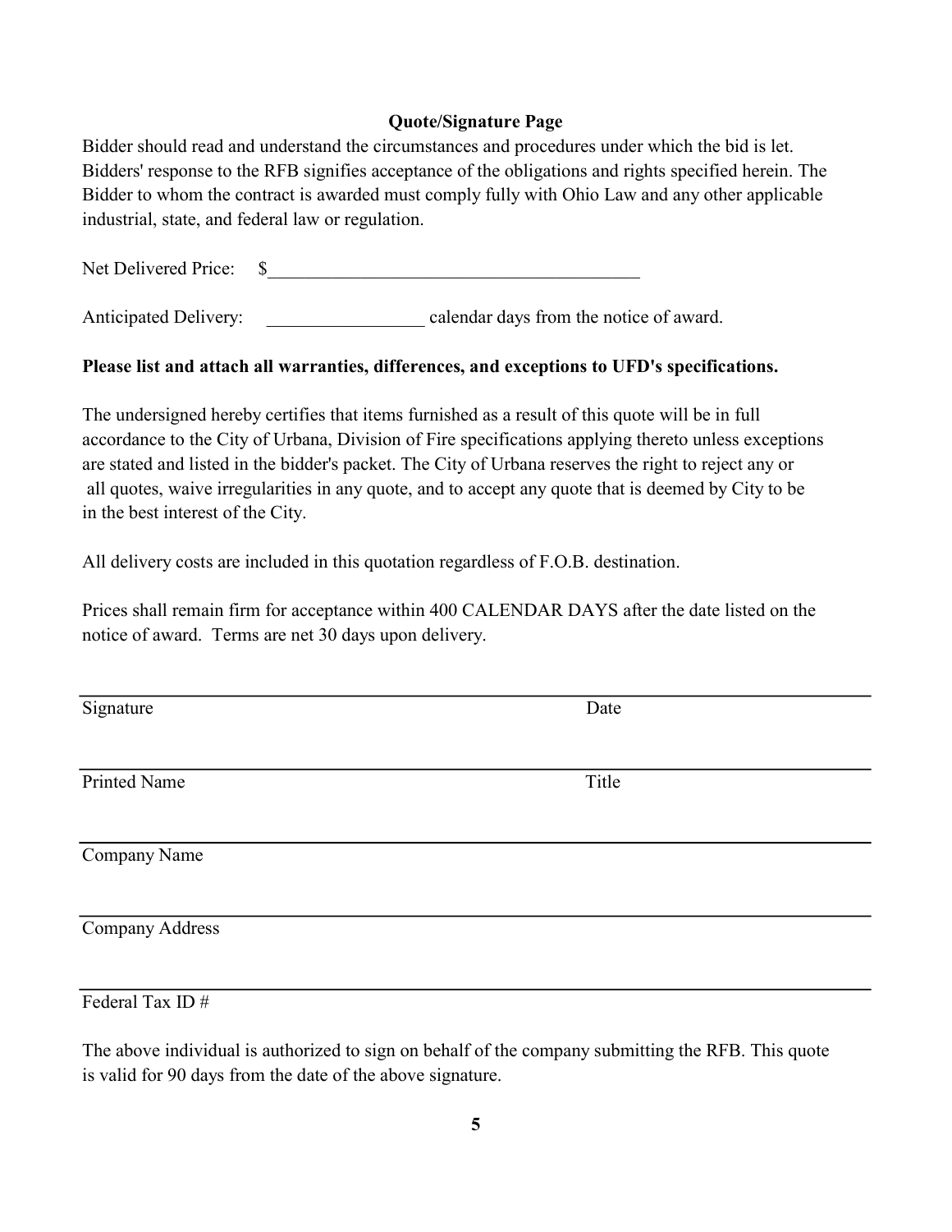## Quote/Signature Page

Bidder should read and understand the circumstances and procedures under which the bid is let. Bidders' response to the RFB signifies acceptance of the obligations and rights specified herein. The Bidder to whom the contract is awarded must comply fully with Ohio Law and any other applicable industrial, state, and federal law or regulation.

Net Delivered Price: $________________________________________

Anticipated Delivery: _________________ calendar days from the notice of award.

**Please list and attach all warranties, differences, and exceptions to UFD's specifications.**

The undersigned hereby certifies that items furnished as a result of this quote will be in full accordance to the City of Urbana, Division of Fire specifications applying thereto unless exceptions are stated and listed in the bidder's packet. The City of Urbana reserves the right to reject any or all quotes, waive irregularities in any quote, and to accept any quote that is deemed by City to be in the best interest of the City.

All delivery costs are included in this quotation regardless of F.O.B. destination.

Prices shall remain firm for acceptance within 400 CALENDAR DAYS after the date listed on the notice of award. Terms are net 30 days upon delivery.

______________________________________________________________________

Signature Date

______________________________________________________________________

Printed Name Title

______________________________________________________________________

Company Name

______________________________________________________________________

Company Address

______________________________________________________________________

Federal Tax ID #

The above individual is authorized to sign on behalf of the company submitting the RFB. This quote is valid for 90 days from the date of the above signature.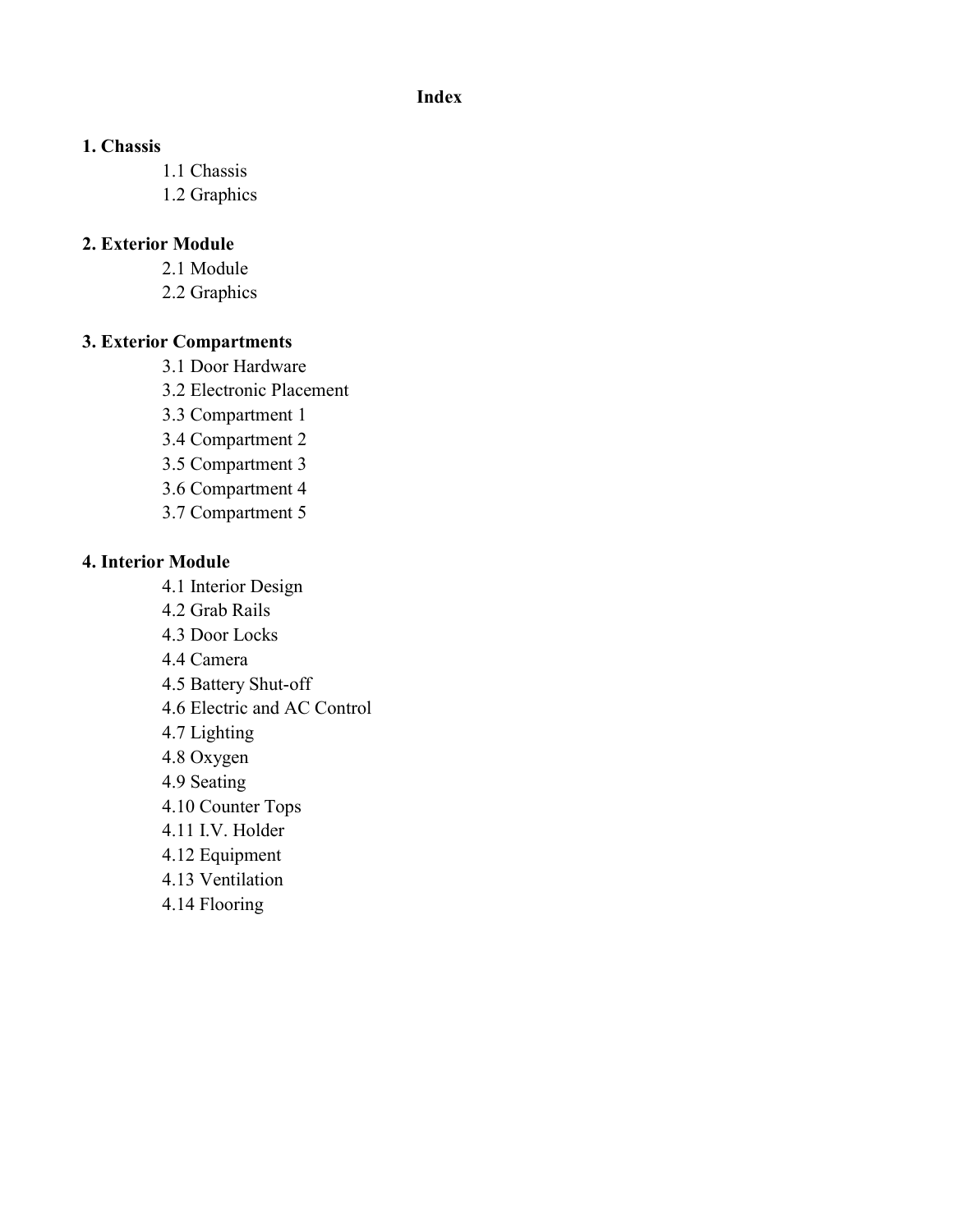# Index

**1. Chassis**

- 1.1 Chassis
- 1.2 Graphics

**2. Exterior Module**

- 2.1 Module
- 2.2 Graphics

**3. Exterior Compartments**

- 3.1 Door Hardware
- 3.2 Electronic Placement
- 3.3 Compartment 1
- 3.4 Compartment 2
- 3.5 Compartment 3
- 3.6 Compartment 4
- 3.7 Compartment 5

**4. Interior Module**

- 4.1 Interior Design
- 4.2 Grab Rails
- 4.3 Door Locks
- 4.4 Camera
- 4.5 Battery Shut-off
- 4.6 Electric and AC Control
- 4.7 Lighting
- 4.8 Oxygen
- 4.9 Seating
- 4.10 Counter Tops
- 4.11 I.V. Holder
- 4.12 Equipment
- 4.13 Ventilation
- 4.14 Flooring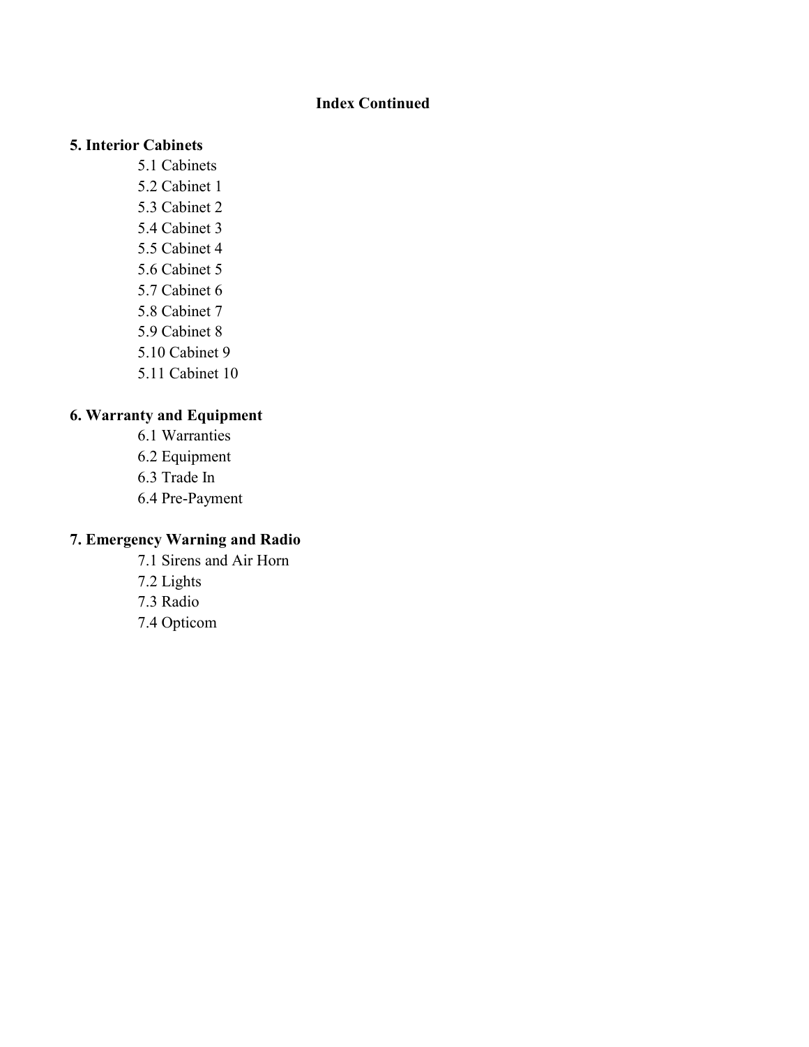## Index Continued

### 5. Interior Cabinets

- 5.1 Cabinets
- 5.2 Cabinet 1
- 5.3 Cabinet 2
- 5.4 Cabinet 3
- 5.5 Cabinet 4
- 5.6 Cabinet 5
- 5.7 Cabinet 6
- 5.8 Cabinet 7
- 5.9 Cabinet 8
- 5.10 Cabinet 9
- 5.11 Cabinet 10

### 6. Warranty and Equipment

- 6.1 Warranties
- 6.2 Equipment
- 6.3 Trade In
- 6.4 Pre-Payment

### 7. Emergency Warning and Radio

- 7.1 Sirens and Air Horn
- 7.2 Lights
- 7.3 Radio
- 7.4 Opticom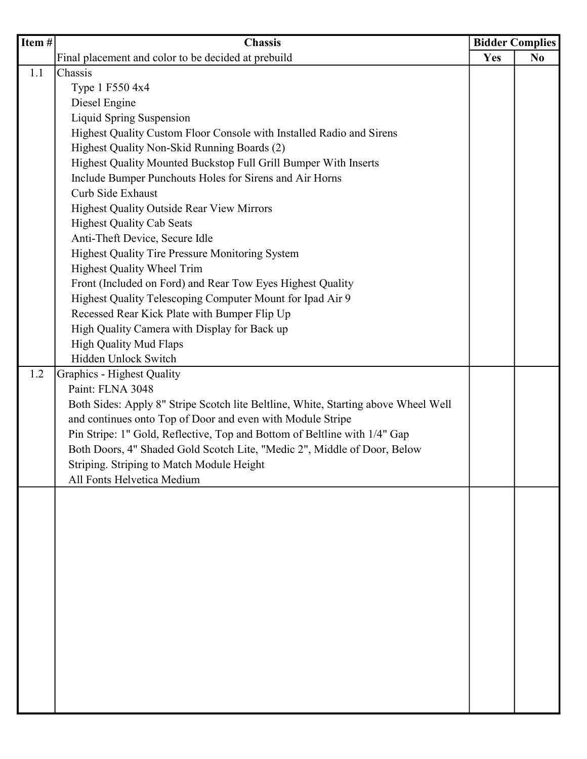| Item # | Chassis | Bidder Complies | |
|---|---|---|---|
| | Final placement and color to be decided at prebuild | Yes | No |
| 1.1 | Chassis<br>Type 1 F550 4x4<br>Diesel Engine<br>Liquid Spring Suspension<br>Highest Quality Custom Floor Console with Installed Radio and Sirens<br>Highest Quality Non-Skid Running Boards (2)<br>Highest Quality Mounted Buckstop Full Grill Bumper With Inserts<br>Include Bumper Punchouts Holes for Sirens and Air Horns<br>Curb Side Exhaust<br>Highest Quality Outside Rear View Mirrors<br>Highest Quality Cab Seats<br>Anti-Theft Device, Secure Idle<br>Highest Quality Tire Pressure Monitoring System<br>Highest Quality Wheel Trim<br>Front (Included on Ford) and Rear Tow Eyes Highest Quality<br>Highest Quality Telescoping Computer Mount for Ipad Air 9<br>Recessed Rear Kick Plate with Bumper Flip Up<br>High Quality Camera with Display for Back up<br>High Quality Mud Flaps<br>Hidden Unlock Switch | | |
| 1.2 | Graphics - Highest Quality<br>Paint: FLNA 3048<br>Both Sides: Apply 8" Stripe Scotch lite Beltline, White, Starting above Wheel Well and continues onto Top of Door and even with Module Stripe<br>Pin Stripe: 1" Gold, Reflective, Top and Bottom of Beltline with 1/4" Gap<br>Both Doors, 4" Shaded Gold Scotch Lite, "Medic 2", Middle of Door, Below Striping. Striping to Match Module Height<br>All Fonts Helvetica Medium | | |
| | | | |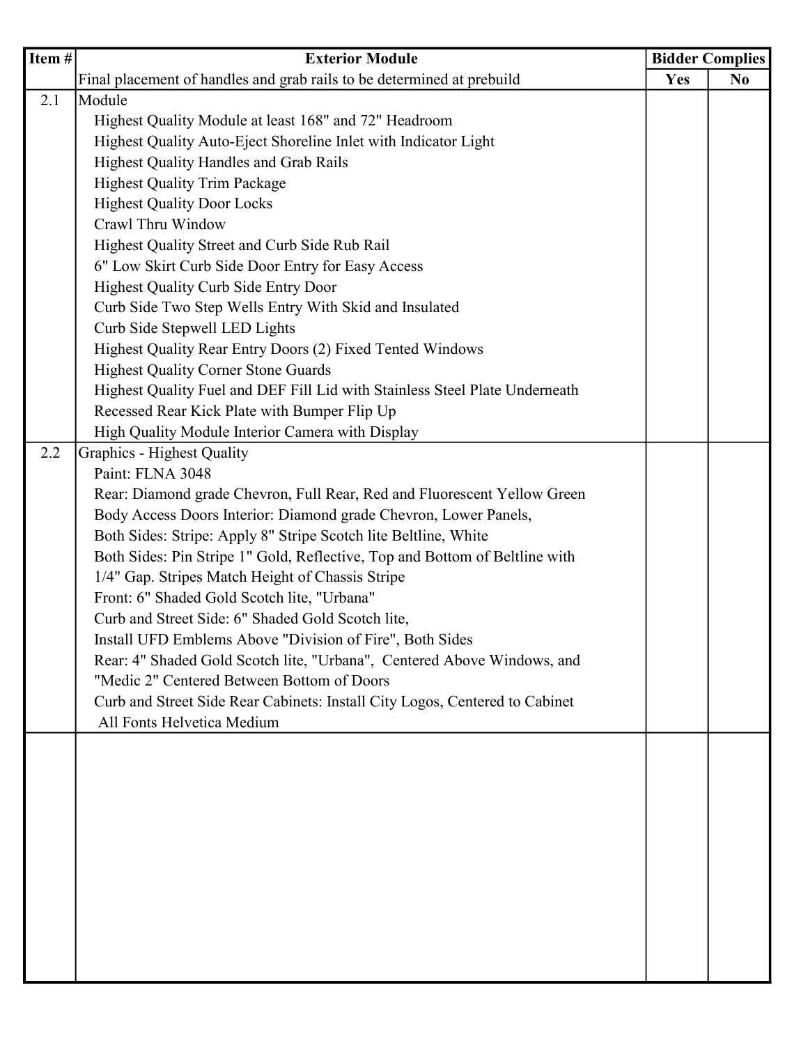| Item # | Exterior Module | Bidder Complies | |
|---|---|---|---|
| | Final placement of handles and grab rails to be determined at prebuild | Yes | No |
| 2.1 | Module<br>Highest Quality Module at least 168" and 72" Headroom<br>Highest Quality Auto-Eject Shoreline Inlet with Indicator Light<br>Highest Quality Handles and Grab Rails<br>Highest Quality Trim Package<br>Highest Quality Door Locks<br>Crawl Thru Window<br>Highest Quality Street and Curb Side Rub Rail<br>6" Low Skirt Curb Side Door Entry for Easy Access<br>Highest Quality Curb Side Entry Door<br>Curb Side Two Step Wells Entry With Skid and Insulated<br>Curb Side Stepwell LED Lights<br>Highest Quality Rear Entry Doors (2) Fixed Tented Windows<br>Highest Quality Corner Stone Guards<br>Highest Quality Fuel and DEF Fill Lid with Stainless Steel Plate Underneath<br>Recessed Rear Kick Plate with Bumper Flip Up<br>High Quality Module Interior Camera with Display | | |
| 2.2 | Graphics - Highest Quality<br>Paint: FLNA 3048<br>Rear: Diamond grade Chevron, Full Rear, Red and Fluorescent Yellow Green<br>Body Access Doors Interior: Diamond grade Chevron, Lower Panels,<br>Both Sides: Stripe: Apply 8" Stripe Scotch lite Beltline, White<br>Both Sides: Pin Stripe 1" Gold, Reflective, Top and Bottom of Beltline with 1/4" Gap. Stripes Match Height of Chassis Stripe<br>Front: 6" Shaded Gold Scotch lite, "Urbana"<br>Curb and Street Side: 6" Shaded Gold Scotch lite,<br>Install UFD Emblems Above "Division of Fire", Both Sides<br>Rear: 4" Shaded Gold Scotch lite, "Urbana", Centered Above Windows, and "Medic 2" Centered Between Bottom of Doors<br>Curb and Street Side Rear Cabinets: Install City Logos, Centered to Cabinet<br>All Fonts Helvetica Medium | | |
| | | | |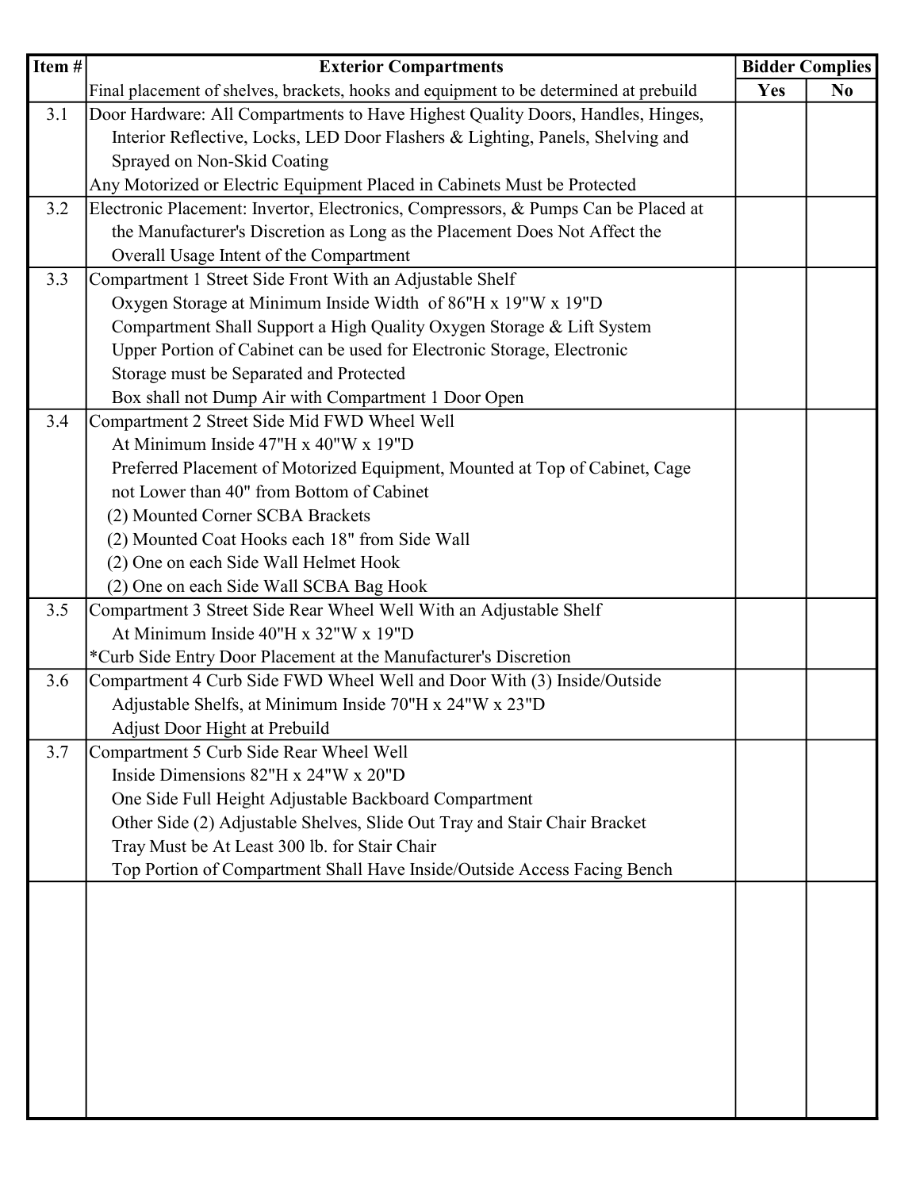| Item # | Exterior Compartments | Bidder Complies | |
|---|---|---|---|
| | Final placement of shelves, brackets, hooks and equipment to be determined at prebuild | Yes | No |
| 3.1 | Door Hardware: All Compartments to Have Highest Quality Doors, Handles, Hinges, Interior Reflective, Locks, LED Door Flashers & Lighting, Panels, Shelving and Sprayed on Non-Skid Coating<br>Any Motorized or Electric Equipment Placed in Cabinets Must be Protected | | |
| 3.2 | Electronic Placement: Invertor, Electronics, Compressors, & Pumps Can be Placed at the Manufacturer's Discretion as Long as the Placement Does Not Affect the Overall Usage Intent of the Compartment | | |
| 3.3 | Compartment 1 Street Side Front With an Adjustable Shelf<br>Oxygen Storage at Minimum Inside Width of 86"H x 19"W x 19"D<br>Compartment Shall Support a High Quality Oxygen Storage & Lift System<br>Upper Portion of Cabinet can be used for Electronic Storage, Electronic Storage must be Separated and Protected<br>Box shall not Dump Air with Compartment 1 Door Open | | |
| 3.4 | Compartment 2 Street Side Mid FWD Wheel Well<br>At Minimum Inside 47"H x 40"W x 19"D<br>Preferred Placement of Motorized Equipment, Mounted at Top of Cabinet, Cage not Lower than 40" from Bottom of Cabinet<br>(2) Mounted Corner SCBA Brackets<br>(2) Mounted Coat Hooks each 18" from Side Wall<br>(2) One on each Side Wall Helmet Hook<br>(2) One on each Side Wall SCBA Bag Hook | | |
| 3.5 | Compartment 3 Street Side Rear Wheel Well With an Adjustable Shelf<br>At Minimum Inside 40"H x 32"W x 19"D<br>*Curb Side Entry Door Placement at the Manufacturer's Discretion | | |
| 3.6 | Compartment 4 Curb Side FWD Wheel Well and Door With (3) Inside/Outside Adjustable Shelfs, at Minimum Inside 70"H x 24"W x 23"D<br>Adjust Door Hight at Prebuild | | |
| 3.7 | Compartment 5 Curb Side Rear Wheel Well<br>Inside Dimensions 82"H x 24"W x 20"D<br>One Side Full Height Adjustable Backboard Compartment<br>Other Side (2) Adjustable Shelves, Slide Out Tray and Stair Chair Bracket<br>Tray Must be At Least 300 lb. for Stair Chair<br>Top Portion of Compartment Shall Have Inside/Outside Access Facing Bench | | |
| | | | |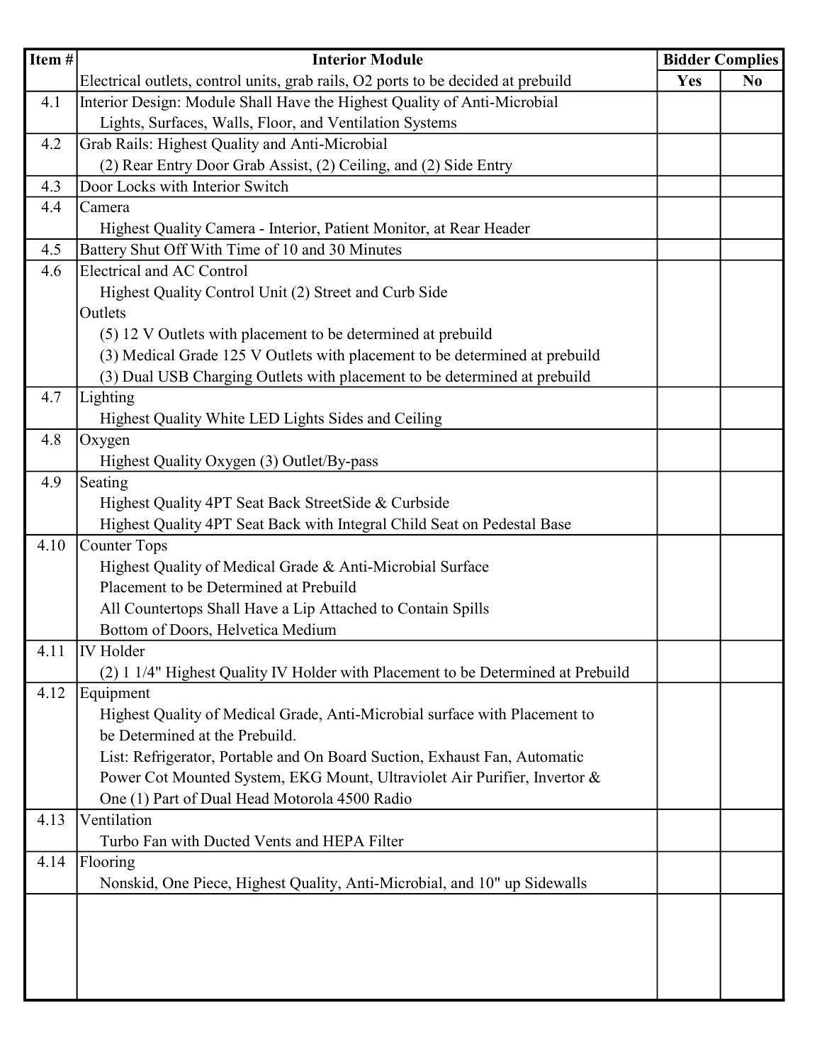| Item # | Interior Module | Bidder Complies | |
|---|---|---|---|
| | Electrical outlets, control units, grab rails, O2 ports to be decided at prebuild | Yes | No |
| 4.1 | Interior Design: Module Shall Have the Highest Quality of Anti-Microbial<br>Lights, Surfaces, Walls, Floor, and Ventilation Systems | | |
| 4.2 | Grab Rails: Highest Quality and Anti-Microbial<br>(2) Rear Entry Door Grab Assist, (2) Ceiling, and (2) Side Entry | | |
| 4.3 | Door Locks with Interior Switch | | |
| 4.4 | Camera<br>Highest Quality Camera - Interior, Patient Monitor, at Rear Header | | |
| 4.5 | Battery Shut Off With Time of 10 and 30 Minutes | | |
| 4.6 | Electrical and AC Control<br>Highest Quality Control Unit (2) Street and Curb Side<br>Outlets<br>(5) 12 V Outlets with placement to be determined at prebuild<br>(3) Medical Grade 125 V Outlets with placement to be determined at prebuild<br>(3) Dual USB Charging Outlets with placement to be determined at prebuild | | |
| 4.7 | Lighting<br>Highest Quality White LED Lights Sides and Ceiling | | |
| 4.8 | Oxygen<br>Highest Quality Oxygen (3) Outlet/By-pass | | |
| 4.9 | Seating<br>Highest Quality 4PT Seat Back StreetSide & Curbside<br>Highest Quality 4PT Seat Back with Integral Child Seat on Pedestal Base | | |
| 4.10 | Counter Tops<br>Highest Quality of Medical Grade & Anti-Microbial Surface<br>Placement to be Determined at Prebuild<br>All Countertops Shall Have a Lip Attached to Contain Spills<br>Bottom of Doors, Helvetica Medium | | |
| 4.11 | IV Holder<br>(2) 1 1/4" Highest Quality IV Holder with Placement to be Determined at Prebuild | | |
| 4.12 | Equipment<br>Highest Quality of Medical Grade, Anti-Microbial surface with Placement to be Determined at the Prebuild.<br>List: Refrigerator, Portable and On Board Suction, Exhaust Fan, Automatic Power Cot Mounted System, EKG Mount, Ultraviolet Air Purifier, Invertor & One (1) Part of Dual Head Motorola 4500 Radio | | |
| 4.13 | Ventilation<br>Turbo Fan with Ducted Vents and HEPA Filter | | |
| 4.14 | Flooring<br>Nonskid, One Piece, Highest Quality, Anti-Microbial, and 10" up Sidewalls | | |
| | | | |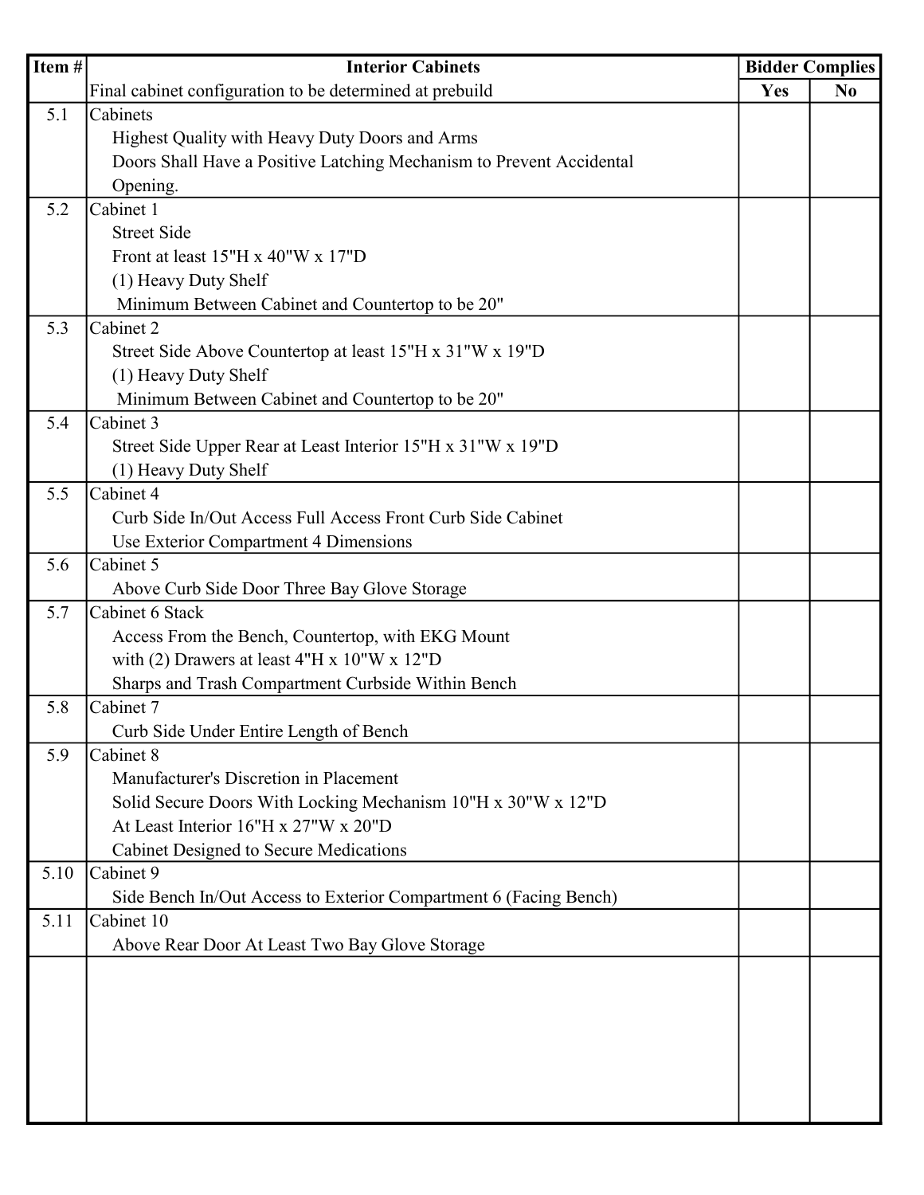| Item # | Interior Cabinets | Bidder Complies | |
|---|---|---|---|
| | Final cabinet configuration to be determined at prebuild | Yes | No |
| 5.1 | Cabinets<br>Highest Quality with Heavy Duty Doors and Arms<br>Doors Shall Have a Positive Latching Mechanism to Prevent Accidental Opening. | | |
| 5.2 | Cabinet 1<br>Street Side<br>Front at least 15"H x 40"W x 17"D<br>(1) Heavy Duty Shelf<br>Minimum Between Cabinet and Countertop to be 20" | | |
| 5.3 | Cabinet 2<br>Street Side Above Countertop at least 15"H x 31"W x 19"D<br>(1) Heavy Duty Shelf<br>Minimum Between Cabinet and Countertop to be 20" | | |
| 5.4 | Cabinet 3<br>Street Side Upper Rear at Least Interior 15"H x 31"W x 19"D<br>(1) Heavy Duty Shelf | | |
| 5.5 | Cabinet 4<br>Curb Side In/Out Access Full Access Front Curb Side Cabinet<br>Use Exterior Compartment 4 Dimensions | | |
| 5.6 | Cabinet 5<br>Above Curb Side Door Three Bay Glove Storage | | |
| 5.7 | Cabinet 6 Stack<br>Access From the Bench, Countertop, with EKG Mount<br>with (2) Drawers at least 4"H x 10"W x 12"D<br>Sharps and Trash Compartment Curbside Within Bench | | |
| 5.8 | Cabinet 7<br>Curb Side Under Entire Length of Bench | | |
| 5.9 | Cabinet 8<br>Manufacturer's Discretion in Placement<br>Solid Secure Doors With Locking Mechanism 10"H x 30"W x 12"D<br>At Least Interior 16"H x 27"W x 20"D<br>Cabinet Designed to Secure Medications | | |
| 5.10 | Cabinet 9<br>Side Bench In/Out Access to Exterior Compartment 6 (Facing Bench) | | |
| 5.11 | Cabinet 10<br>Above Rear Door At Least Two Bay Glove Storage | | |
| | | | |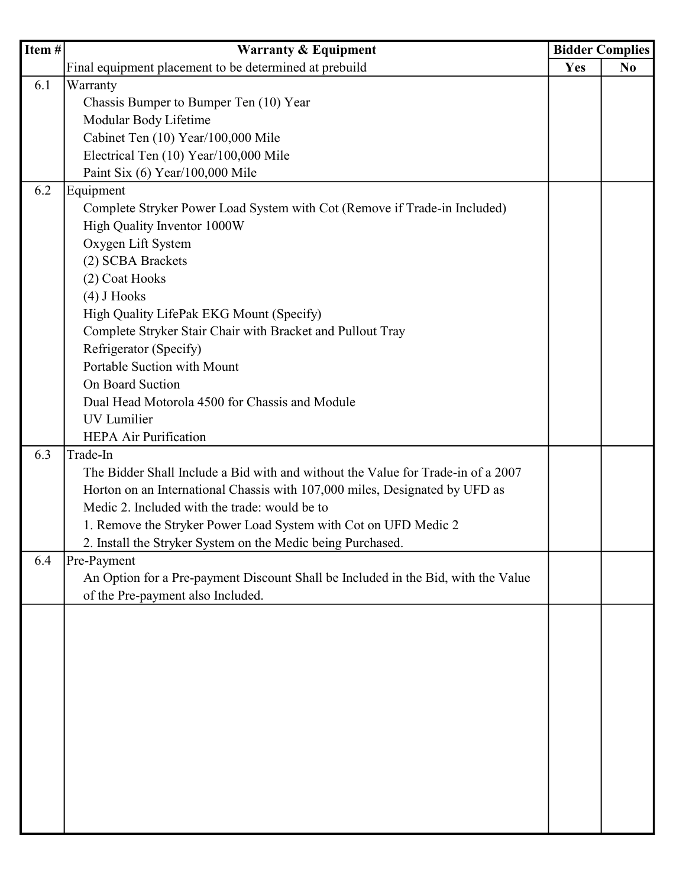| Item # | Warranty & Equipment | Bidder Complies | |
|---|---|---|---|
| | Final equipment placement to be determined at prebuild | Yes | No |
| 6.1 | Warranty<br>Chassis Bumper to Bumper Ten (10) Year<br>Modular Body Lifetime<br>Cabinet Ten (10) Year/100,000 Mile<br>Electrical Ten (10) Year/100,000 Mile<br>Paint Six (6) Year/100,000 Mile | | |
| 6.2 | Equipment<br>Complete Stryker Power Load System with Cot (Remove if Trade-in Included)<br>High Quality Inventor 1000W<br>Oxygen Lift System<br>(2) SCBA Brackets<br>(2) Coat Hooks<br>(4) J Hooks<br>High Quality LifePak EKG Mount (Specify)<br>Complete Stryker Stair Chair with Bracket and Pullout Tray<br>Refrigerator (Specify)<br>Portable Suction with Mount<br>On Board Suction<br>Dual Head Motorola 4500 for Chassis and Module<br>UV Lumilier<br>HEPA Air Purification | | |
| 6.3 | Trade-In<br>The Bidder Shall Include a Bid with and without the Value for Trade-in of a 2007 Horton on an International Chassis with 107,000 miles, Designated by UFD as Medic 2. Included with the trade: would be to<br>1. Remove the Stryker Power Load System with Cot on UFD Medic 2<br>2. Install the Stryker System on the Medic being Purchased. | | |
| 6.4 | Pre-Payment<br>An Option for a Pre-payment Discount Shall be Included in the Bid, with the Value of the Pre-payment also Included. | | |
| | | | |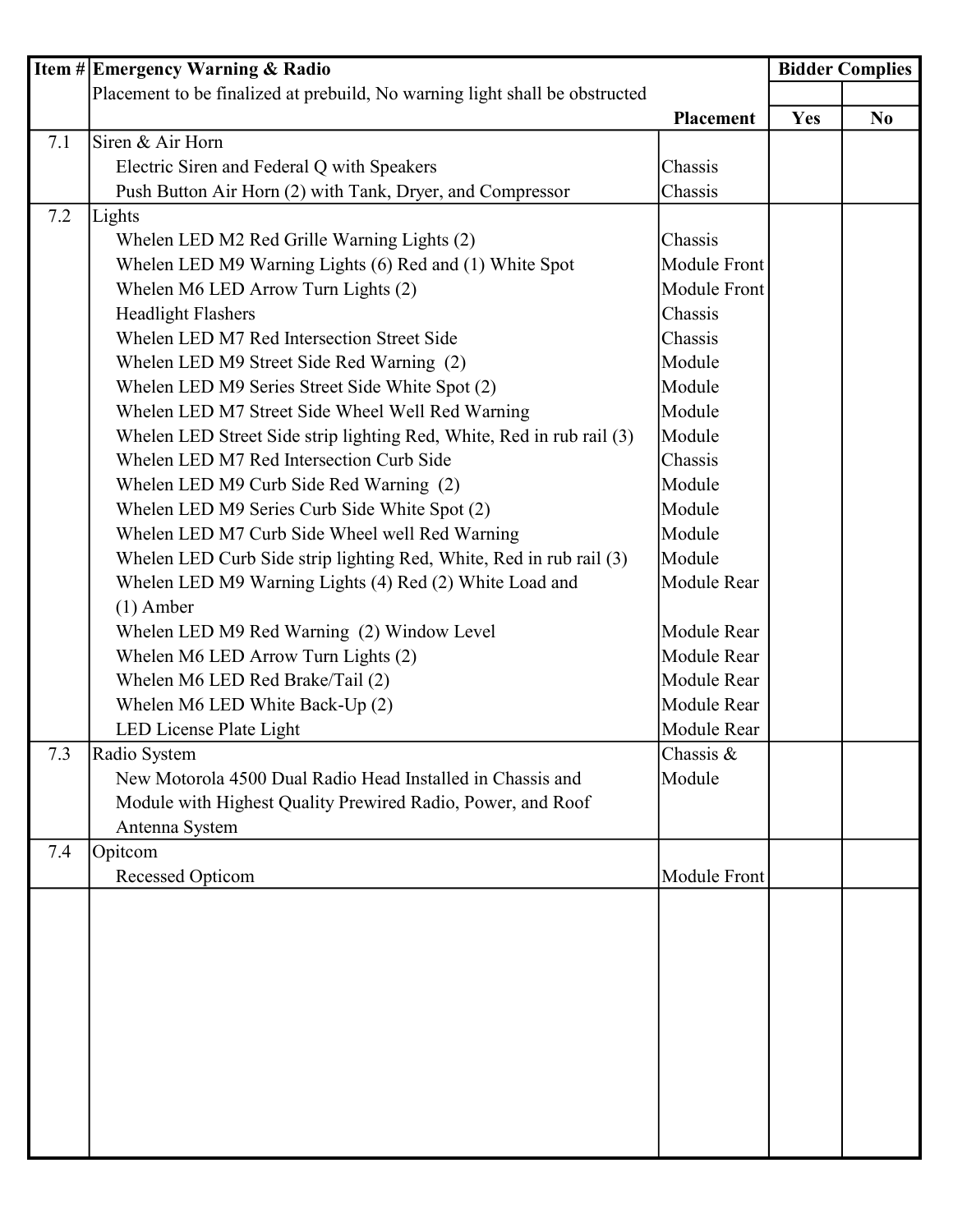| Item # | Emergency Warning & Radio | | Bidder Complies | |
|---|---|---|---|---|
| | Placement to be finalized at prebuild, No warning light shall be obstructed | Placement | Yes | No |
| 7.1 | Siren & Air Horn | | | |
| | Electric Siren and Federal Q with Speakers | Chassis | | |
| | Push Button Air Horn (2) with Tank, Dryer, and Compressor | Chassis | | |
| 7.2 | Lights | | | |
| | Whelen LED M2 Red Grille Warning Lights (2) | Chassis | | |
| | Whelen LED M9 Warning Lights (6) Red and (1) White Spot | Module Front | | |
| | Whelen M6 LED Arrow Turn Lights (2) | Module Front | | |
| | Headlight Flashers | Chassis | | |
| | Whelen LED M7 Red Intersection Street Side | Chassis | | |
| | Whelen LED M9 Street Side Red Warning (2) | Module | | |
| | Whelen LED M9 Series Street Side White Spot (2) | Module | | |
| | Whelen LED M7 Street Side Wheel Well Red Warning | Module | | |
| | Whelen LED Street Side strip lighting Red, White, Red in rub rail (3) | Module | | |
| | Whelen LED M7 Red Intersection Curb Side | Chassis | | |
| | Whelen LED M9 Curb Side Red Warning (2) | Module | | |
| | Whelen LED M9 Series Curb Side White Spot (2) | Module | | |
| | Whelen LED M7 Curb Side Wheel well Red Warning | Module | | |
| | Whelen LED Curb Side strip lighting Red, White, Red in rub rail (3) | Module | | |
| | Whelen LED M9 Warning Lights (4) Red (2) White Load and (1) Amber | Module Rear | | |
| | Whelen LED M9 Red Warning (2) Window Level | Module Rear | | |
| | Whelen M6 LED Arrow Turn Lights (2) | Module Rear | | |
| | Whelen M6 LED Red Brake/Tail (2) | Module Rear | | |
| | Whelen M6 LED White Back-Up (2) | Module Rear | | |
| | LED License Plate Light | Module Rear | | |
| 7.3 | Radio System | Chassis & Module | | |
| | New Motorola 4500 Dual Radio Head Installed in Chassis and Module with Highest Quality Prewired Radio, Power, and Roof Antenna System | | | |
| 7.4 | Opitcom | | | |
| | Recessed Opticom | Module Front | | |